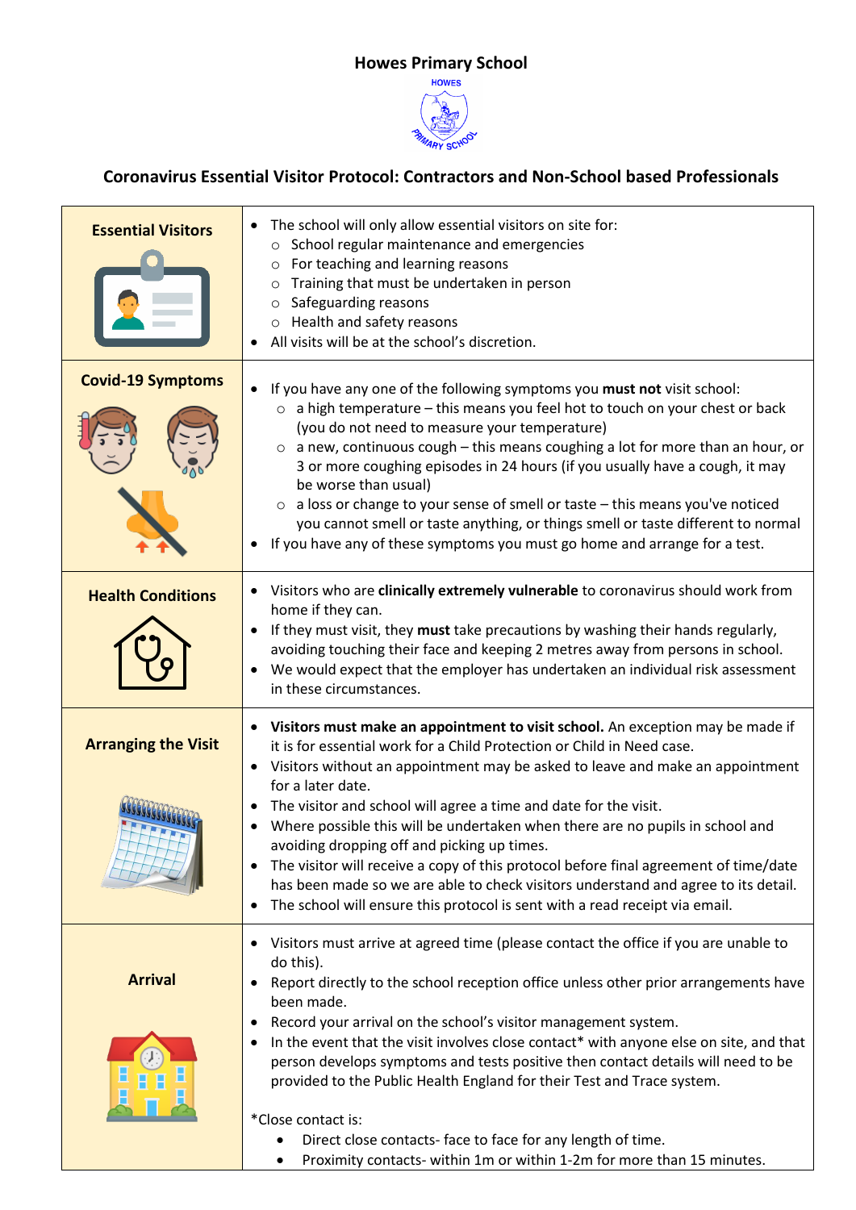# Howes Primary School

## Coronavirus Essential Visitor Protocol: Contractors and Non-School based Professionals

| | |
|---|---|
| **Essential Visitors** | • The school will only allow essential visitors on site for:<br>  ○ School regular maintenance and emergencies<br>  ○ For teaching and learning reasons<br>  ○ Training that must be undertaken in person<br>  ○ Safeguarding reasons<br>  ○ Health and safety reasons<br>• All visits will be at the school's discretion. |
| **Covid-19 Symptoms** | • If you have any one of the following symptoms you **must not** visit school:<br>  ○ a high temperature – this means you feel hot to touch on your chest or back (you do not need to measure your temperature)<br>  ○ a new, continuous cough – this means coughing a lot for more than an hour, or 3 or more coughing episodes in 24 hours (if you usually have a cough, it may be worse than usual)<br>  ○ a loss or change to your sense of smell or taste – this means you've noticed you cannot smell or taste anything, or things smell or taste different to normal<br>• If you have any of these symptoms you must go home and arrange for a test. |
| **Health Conditions** | • Visitors who are **clinically extremely vulnerable** to coronavirus should work from home if they can.<br>• If they must visit, they **must** take precautions by washing their hands regularly, avoiding touching their face and keeping 2 metres away from persons in school.<br>• We would expect that the employer has undertaken an individual risk assessment in these circumstances. |
| **Arranging the Visit** | • **Visitors must make an appointment to visit school.** An exception may be made if it is for essential work for a Child Protection or Child in Need case.<br>• Visitors without an appointment may be asked to leave and make an appointment for a later date.<br>• The visitor and school will agree a time and date for the visit.<br>• Where possible this will be undertaken when there are no pupils in school and avoiding dropping off and picking up times.<br>• The visitor will receive a copy of this protocol before final agreement of time/date has been made so we are able to check visitors understand and agree to its detail.<br>• The school will ensure this protocol is sent with a read receipt via email. |
| **Arrival** | • Visitors must arrive at agreed time (please contact the office if you are unable to do this).<br>• Report directly to the school reception office unless other prior arrangements have been made.<br>• Record your arrival on the school's visitor management system.<br>• In the event that the visit involves close contact* with anyone else on site, and that person develops symptoms and tests positive then contact details will need to be provided to the Public Health England for their Test and Trace system.<br><br>*Close contact is:<br>  • Direct close contacts- face to face for any length of time.<br>  • Proximity contacts- within 1m or within 1-2m for more than 15 minutes. |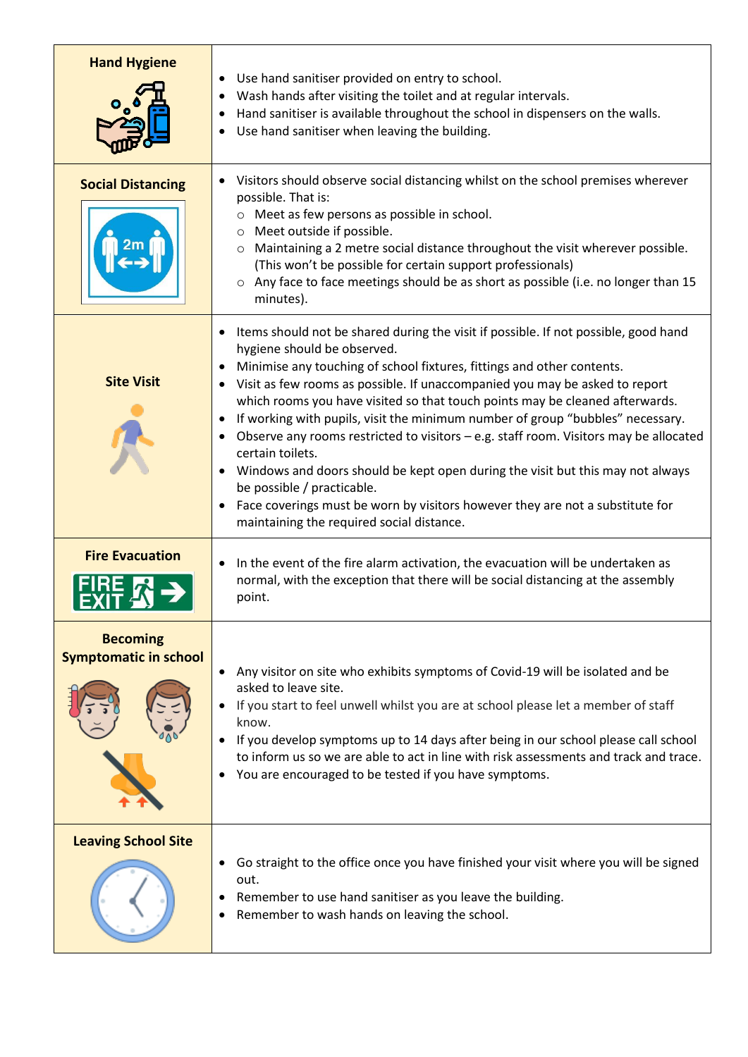| | |
|---|---|
| **Hand Hygiene** | • Use hand sanitiser provided on entry to school.<br>• Wash hands after visiting the toilet and at regular intervals.<br>• Hand sanitiser is available throughout the school in dispensers on the walls.<br>• Use hand sanitiser when leaving the building. |
| **Social Distancing** | • Visitors should observe social distancing whilst on the school premises wherever possible. That is:<br>  ○ Meet as few persons as possible in school.<br>  ○ Meet outside if possible.<br>  ○ Maintaining a 2 metre social distance throughout the visit wherever possible. (This won't be possible for certain support professionals)<br>  ○ Any face to face meetings should be as short as possible (i.e. no longer than 15 minutes). |
| **Site Visit** | • Items should not be shared during the visit if possible. If not possible, good hand hygiene should be observed.<br>• Minimise any touching of school fixtures, fittings and other contents.<br>• Visit as few rooms as possible. If unaccompanied you may be asked to report which rooms you have visited so that touch points may be cleaned afterwards.<br>• If working with pupils, visit the minimum number of group "bubbles" necessary.<br>• Observe any rooms restricted to visitors – e.g. staff room. Visitors may be allocated certain toilets.<br>• Windows and doors should be kept open during the visit but this may not always be possible / practicable.<br>• Face coverings must be worn by visitors however they are not a substitute for maintaining the required social distance. |
| **Fire Evacuation** | • In the event of the fire alarm activation, the evacuation will be undertaken as normal, with the exception that there will be social distancing at the assembly point. |
| **Becoming Symptomatic in school** | • Any visitor on site who exhibits symptoms of Covid-19 will be isolated and be asked to leave site.<br>• If you start to feel unwell whilst you are at school please let a member of staff know.<br>• If you develop symptoms up to 14 days after being in our school please call school to inform us so we are able to act in line with risk assessments and track and trace.<br>• You are encouraged to be tested if you have symptoms. |
| **Leaving School Site** | • Go straight to the office once you have finished your visit where you will be signed out.<br>• Remember to use hand sanitiser as you leave the building.<br>• Remember to wash hands on leaving the school. |